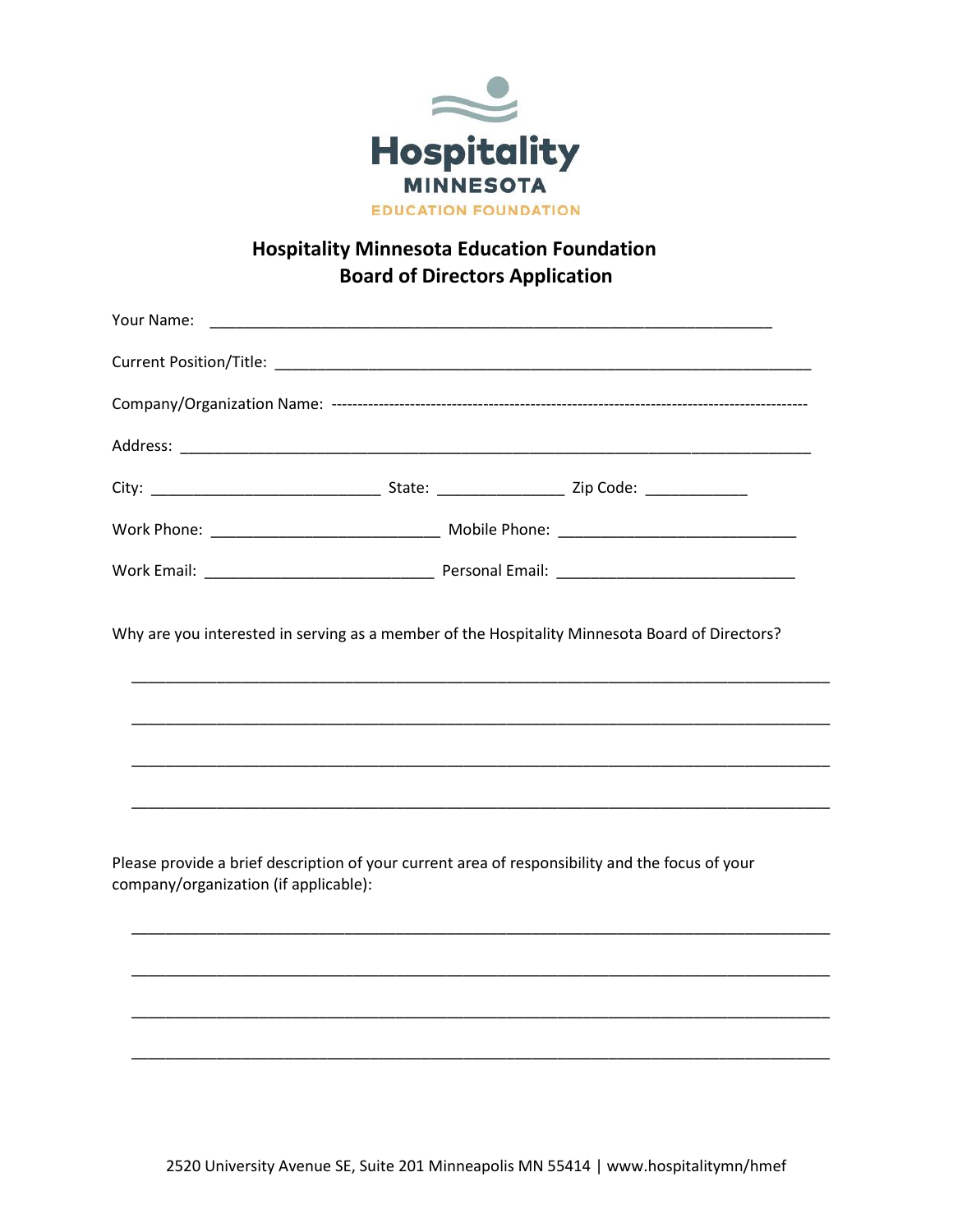Hospitality MINNESOTA EDUCATION FOUNDATION

# Hospitality Minnesota Education Foundation
## Board of Directors Application

Your Name: ___________________________________________________________________

Current Position/Title: ____________________________________________________________

Company/Organization Name: ------------------------------------------------------------------------------------------

Address: _______________________________________________________________________

City: ___________________________ State: _______________ Zip Code: ____________

Work Phone: ___________________________ Mobile Phone: ___________________________

Work Email: ___________________________ Personal Email: ___________________________

Why are you interested in serving as a member of the Hospitality Minnesota Board of Directors?

_______________________________________________________________________________

_______________________________________________________________________________

_______________________________________________________________________________

_______________________________________________________________________________

Please provide a brief description of your current area of responsibility and the focus of your company/organization (if applicable):

_______________________________________________________________________________

_______________________________________________________________________________

_______________________________________________________________________________

_______________________________________________________________________________

2520 University Avenue SE, Suite 201 Minneapolis MN 55414 | www.hospitalitymn/hmef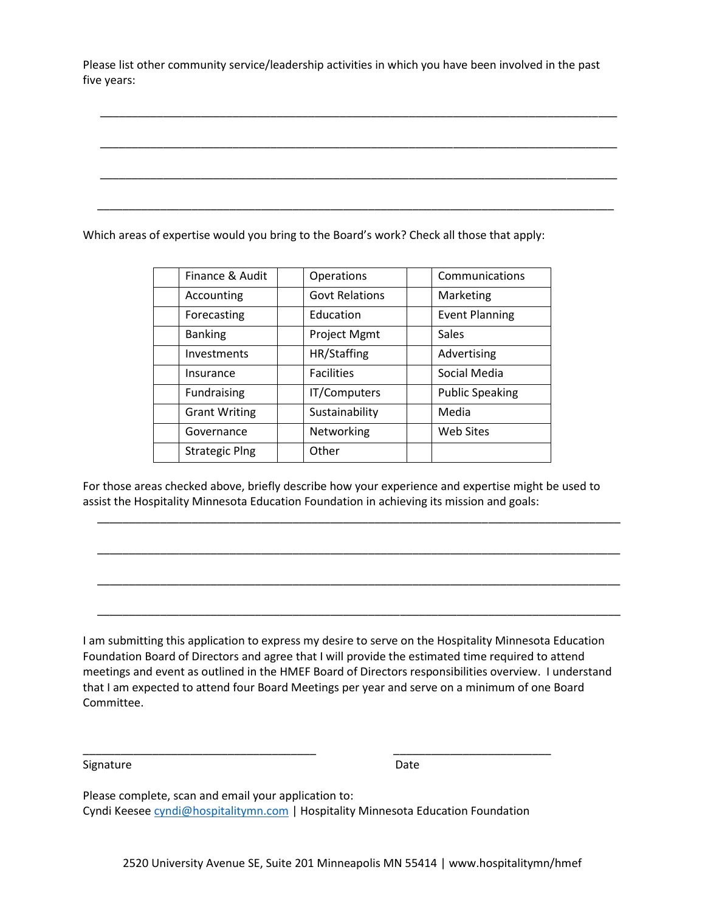Please list other community service/leadership activities in which you have been involved in the past five years:

\_\_\_\_\_\_\_\_\_\_\_\_\_\_\_\_\_\_\_\_\_\_\_\_\_\_\_\_\_\_\_\_\_\_\_\_\_\_\_\_\_\_\_\_\_\_\_\_\_\_\_\_\_\_\_\_\_\_\_\_\_\_\_\_\_\_\_\_\_\_\_\_\_\_\_\_\_\_

\_\_\_\_\_\_\_\_\_\_\_\_\_\_\_\_\_\_\_\_\_\_\_\_\_\_\_\_\_\_\_\_\_\_\_\_\_\_\_\_\_\_\_\_\_\_\_\_\_\_\_\_\_\_\_\_\_\_\_\_\_\_\_\_\_\_\_\_\_\_\_\_\_\_\_\_\_\_

\_\_\_\_\_\_\_\_\_\_\_\_\_\_\_\_\_\_\_\_\_\_\_\_\_\_\_\_\_\_\_\_\_\_\_\_\_\_\_\_\_\_\_\_\_\_\_\_\_\_\_\_\_\_\_\_\_\_\_\_\_\_\_\_\_\_\_\_\_\_\_\_\_\_\_\_\_\_

\_\_\_\_\_\_\_\_\_\_\_\_\_\_\_\_\_\_\_\_\_\_\_\_\_\_\_\_\_\_\_\_\_\_\_\_\_\_\_\_\_\_\_\_\_\_\_\_\_\_\_\_\_\_\_\_\_\_\_\_\_\_\_\_\_\_\_\_\_\_\_\_\_\_\_\_\_\_

Which areas of expertise would you bring to the Board's work? Check all those that apply:

| | | | | | |
|---|---|---|---|---|---|
| | Finance & Audit | | Operations | | Communications |
| | Accounting | | Govt Relations | | Marketing |
| | Forecasting | | Education | | Event Planning |
| | Banking | | Project Mgmt | | Sales |
| | Investments | | HR/Staffing | | Advertising |
| | Insurance | | Facilities | | Social Media |
| | Fundraising | | IT/Computers | | Public Speaking |
| | Grant Writing | | Sustainability | | Media |
| | Governance | | Networking | | Web Sites |
| | Strategic Plng | | Other | | |

For those areas checked above, briefly describe how your experience and expertise might be used to assist the Hospitality Minnesota Education Foundation in achieving its mission and goals:

\_\_\_\_\_\_\_\_\_\_\_\_\_\_\_\_\_\_\_\_\_\_\_\_\_\_\_\_\_\_\_\_\_\_\_\_\_\_\_\_\_\_\_\_\_\_\_\_\_\_\_\_\_\_\_\_\_\_\_\_\_\_\_\_\_\_\_\_\_\_\_\_\_\_\_\_\_\_

\_\_\_\_\_\_\_\_\_\_\_\_\_\_\_\_\_\_\_\_\_\_\_\_\_\_\_\_\_\_\_\_\_\_\_\_\_\_\_\_\_\_\_\_\_\_\_\_\_\_\_\_\_\_\_\_\_\_\_\_\_\_\_\_\_\_\_\_\_\_\_\_\_\_\_\_\_\_

\_\_\_\_\_\_\_\_\_\_\_\_\_\_\_\_\_\_\_\_\_\_\_\_\_\_\_\_\_\_\_\_\_\_\_\_\_\_\_\_\_\_\_\_\_\_\_\_\_\_\_\_\_\_\_\_\_\_\_\_\_\_\_\_\_\_\_\_\_\_\_\_\_\_\_\_\_\_

\_\_\_\_\_\_\_\_\_\_\_\_\_\_\_\_\_\_\_\_\_\_\_\_\_\_\_\_\_\_\_\_\_\_\_\_\_\_\_\_\_\_\_\_\_\_\_\_\_\_\_\_\_\_\_\_\_\_\_\_\_\_\_\_\_\_\_\_\_\_\_\_\_\_\_\_\_\_

I am submitting this application to express my desire to serve on the Hospitality Minnesota Education Foundation Board of Directors and agree that I will provide the estimated time required to attend meetings and event as outlined in the HMEF Board of Directors responsibilities overview. I understand that I am expected to attend four Board Meetings per year and serve on a minimum of one Board Committee.

\_\_\_\_\_\_\_\_\_\_\_\_\_\_\_\_\_\_\_\_\_\_\_\_\_\_\_\_\_\_\_\_\_\_\_\_\_ \_\_\_\_\_\_\_\_\_\_\_\_\_\_\_\_\_\_\_\_\_\_\_\_\_\_
Signature Date

Please complete, scan and email your application to:
Cyndi Keesee cyndi@hospitalitymn.com | Hospitality Minnesota Education Foundation

2520 University Avenue SE, Suite 201 Minneapolis MN 55414 | www.hospitalitymn/hmef